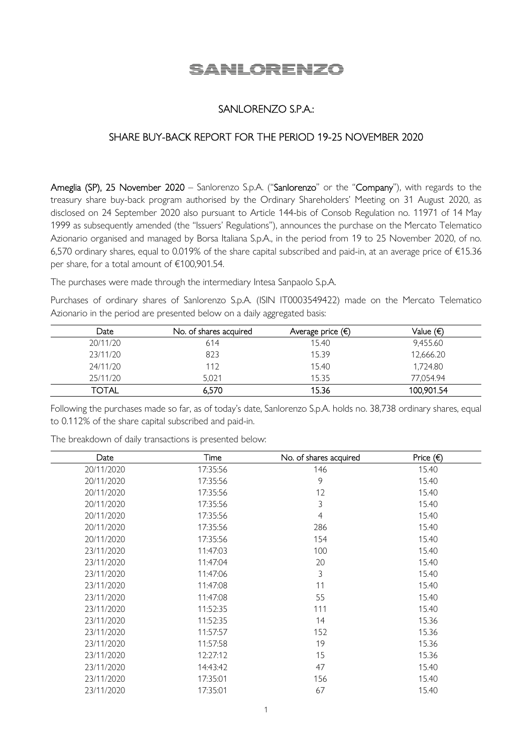# SANLORENZO

## SANLORENZO S.P.A.:

## SHARE BUY-BACK REPORT FOR THE PERIOD 19-25 NOVEMBER 2020

**Ameglia (SP), 25 November 2020** – Sanlorenzo S.p.A. ("**Sanlorenzo**" or the "**Company**"), with regards to the treasury share buy-back program authorised by the Ordinary Shareholders' Meeting on 31 August 2020, as disclosed on 24 September 2020 also pursuant to Article 144-bis of Consob Regulation no. 11971 of 14 May 1999 as subsequently amended (the "Issuers' Regulations"), announces the purchase on the Mercato Telematico Azionario organised and managed by Borsa Italiana S.p.A., in the period from 19 to 25 November 2020, of no. 6,570 ordinary shares, equal to 0.019% of the share capital subscribed and paid-in, at an average price of €15.36 per share, for a total amount of €100,901.54.

The purchases were made through the intermediary Intesa Sanpaolo S.p.A.

Purchases of ordinary shares of Sanlorenzo S.p.A. (ISIN IT0003549422) made on the Mercato Telematico Azionario in the period are presented below on a daily aggregated basis:

| Date | No. of shares acquired | Average price (€) | Value (€) |
|---|---|---|---|
| 20/11/20 | 614 | 15.40 | 9,455.60 |
| 23/11/20 | 823 | 15.39 | 12,666.20 |
| 24/11/20 | 112 | 15.40 | 1,724.80 |
| 25/11/20 | 5,021 | 15.35 | 77,054.94 |
| **TOTAL** | **6,570** | **15.36** | **100,901.54** |

Following the purchases made so far, as of today's date, Sanlorenzo S.p.A. holds no. 38,738 ordinary shares, equal to 0.112% of the share capital subscribed and paid-in.

The breakdown of daily transactions is presented below:

| Date | Time | No. of shares acquired | Price (€) |
|---|---|---|---|
| 20/11/2020 | 17:35:56 | 146 | 15.40 |
| 20/11/2020 | 17:35:56 | 9 | 15.40 |
| 20/11/2020 | 17:35:56 | 12 | 15.40 |
| 20/11/2020 | 17:35:56 | 3 | 15.40 |
| 20/11/2020 | 17:35:56 | 4 | 15.40 |
| 20/11/2020 | 17:35:56 | 286 | 15.40 |
| 20/11/2020 | 17:35:56 | 154 | 15.40 |
| 23/11/2020 | 11:47:03 | 100 | 15.40 |
| 23/11/2020 | 11:47:04 | 20 | 15.40 |
| 23/11/2020 | 11:47:06 | 3 | 15.40 |
| 23/11/2020 | 11:47:08 | 11 | 15.40 |
| 23/11/2020 | 11:47:08 | 55 | 15.40 |
| 23/11/2020 | 11:52:35 | 111 | 15.40 |
| 23/11/2020 | 11:52:35 | 14 | 15.36 |
| 23/11/2020 | 11:57:57 | 152 | 15.36 |
| 23/11/2020 | 11:57:58 | 19 | 15.36 |
| 23/11/2020 | 12:27:12 | 15 | 15.36 |
| 23/11/2020 | 14:43:42 | 47 | 15.40 |
| 23/11/2020 | 17:35:01 | 156 | 15.40 |
| 23/11/2020 | 17:35:01 | 67 | 15.40 |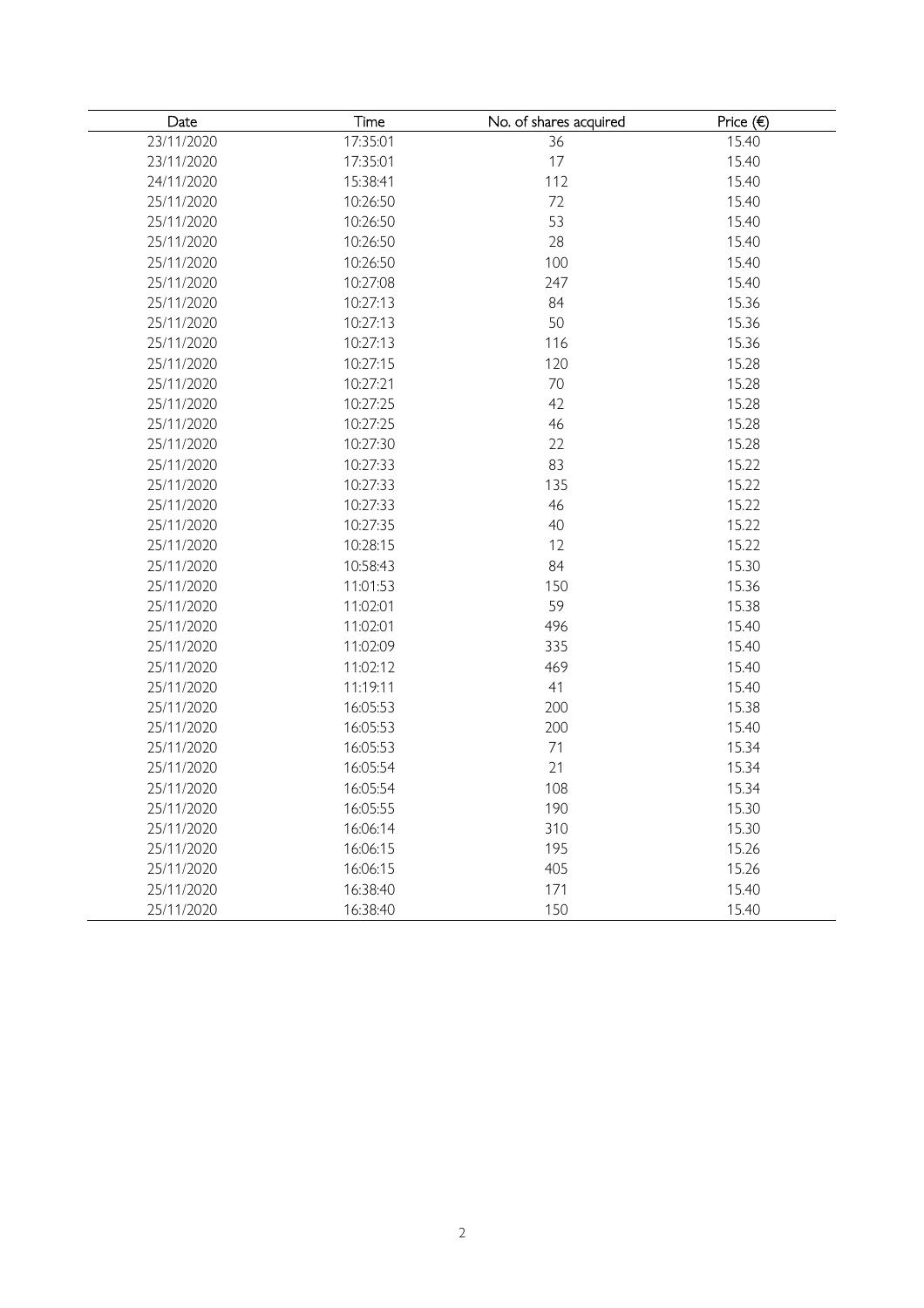| Date | Time | No. of shares acquired | Price (€) |
|---|---|---|---|
| 23/11/2020 | 17:35:01 | 36 | 15.40 |
| 23/11/2020 | 17:35:01 | 17 | 15.40 |
| 24/11/2020 | 15:38:41 | 112 | 15.40 |
| 25/11/2020 | 10:26:50 | 72 | 15.40 |
| 25/11/2020 | 10:26:50 | 53 | 15.40 |
| 25/11/2020 | 10:26:50 | 28 | 15.40 |
| 25/11/2020 | 10:26:50 | 100 | 15.40 |
| 25/11/2020 | 10:27:08 | 247 | 15.40 |
| 25/11/2020 | 10:27:13 | 84 | 15.36 |
| 25/11/2020 | 10:27:13 | 50 | 15.36 |
| 25/11/2020 | 10:27:13 | 116 | 15.36 |
| 25/11/2020 | 10:27:15 | 120 | 15.28 |
| 25/11/2020 | 10:27:21 | 70 | 15.28 |
| 25/11/2020 | 10:27:25 | 42 | 15.28 |
| 25/11/2020 | 10:27:25 | 46 | 15.28 |
| 25/11/2020 | 10:27:30 | 22 | 15.28 |
| 25/11/2020 | 10:27:33 | 83 | 15.22 |
| 25/11/2020 | 10:27:33 | 135 | 15.22 |
| 25/11/2020 | 10:27:33 | 46 | 15.22 |
| 25/11/2020 | 10:27:35 | 40 | 15.22 |
| 25/11/2020 | 10:28:15 | 12 | 15.22 |
| 25/11/2020 | 10:58:43 | 84 | 15.30 |
| 25/11/2020 | 11:01:53 | 150 | 15.36 |
| 25/11/2020 | 11:02:01 | 59 | 15.38 |
| 25/11/2020 | 11:02:01 | 496 | 15.40 |
| 25/11/2020 | 11:02:09 | 335 | 15.40 |
| 25/11/2020 | 11:02:12 | 469 | 15.40 |
| 25/11/2020 | 11:19:11 | 41 | 15.40 |
| 25/11/2020 | 16:05:53 | 200 | 15.38 |
| 25/11/2020 | 16:05:53 | 200 | 15.40 |
| 25/11/2020 | 16:05:53 | 71 | 15.34 |
| 25/11/2020 | 16:05:54 | 21 | 15.34 |
| 25/11/2020 | 16:05:54 | 108 | 15.34 |
| 25/11/2020 | 16:05:55 | 190 | 15.30 |
| 25/11/2020 | 16:06:14 | 310 | 15.30 |
| 25/11/2020 | 16:06:15 | 195 | 15.26 |
| 25/11/2020 | 16:06:15 | 405 | 15.26 |
| 25/11/2020 | 16:38:40 | 171 | 15.40 |
| 25/11/2020 | 16:38:40 | 150 | 15.40 |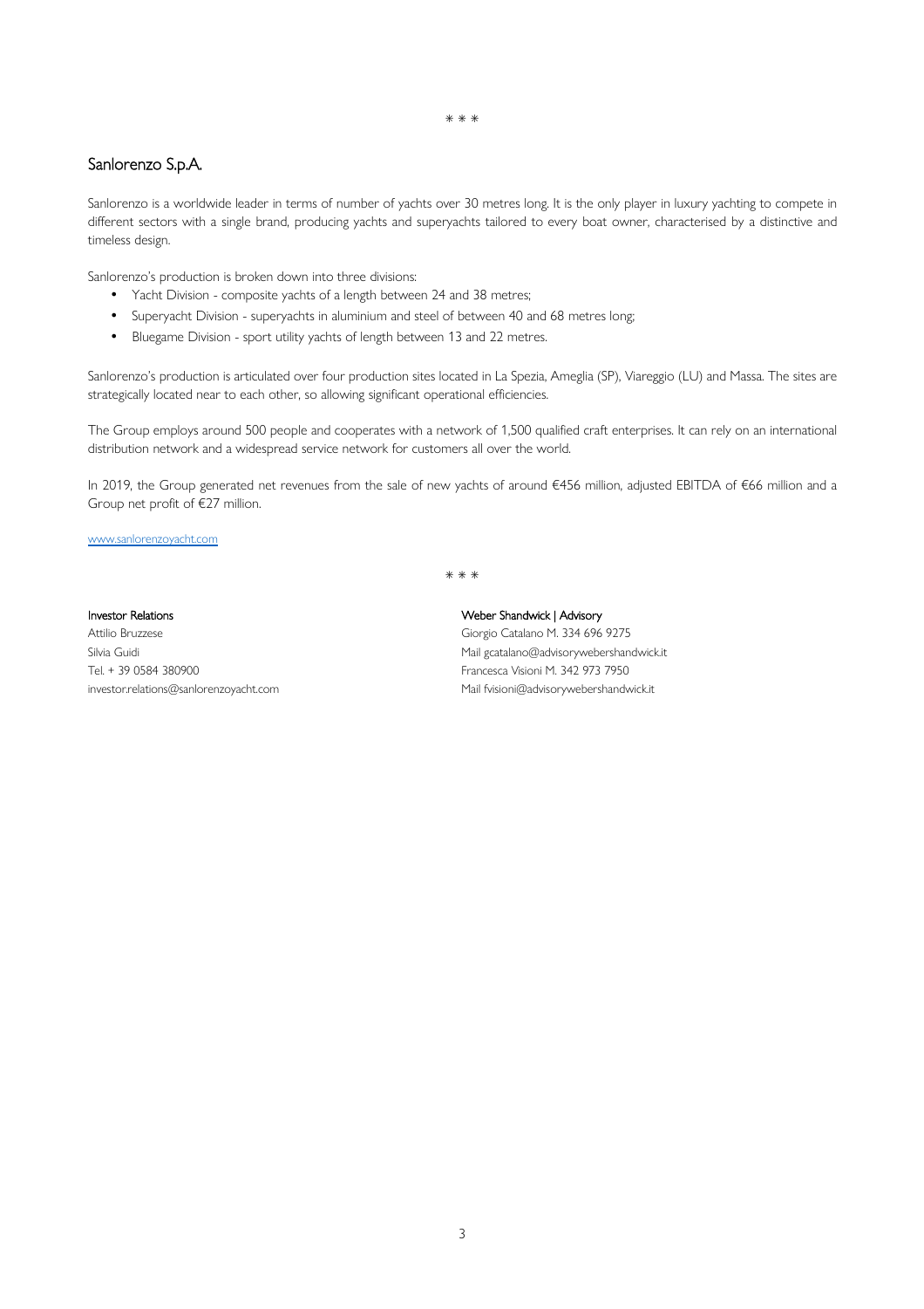\* \* \*

## Sanlorenzo S.p.A.

Sanlorenzo is a worldwide leader in terms of number of yachts over 30 metres long. It is the only player in luxury yachting to compete in different sectors with a single brand, producing yachts and superyachts tailored to every boat owner, characterised by a distinctive and timeless design.

Sanlorenzo's production is broken down into three divisions:

- Yacht Division - composite yachts of a length between 24 and 38 metres;
- Superyacht Division - superyachts in aluminium and steel of between 40 and 68 metres long;
- Bluegame Division - sport utility yachts of length between 13 and 22 metres.

Sanlorenzo's production is articulated over four production sites located in La Spezia, Ameglia (SP), Viareggio (LU) and Massa. The sites are strategically located near to each other, so allowing significant operational efficiencies.

The Group employs around 500 people and cooperates with a network of 1,500 qualified craft enterprises. It can rely on an international distribution network and a widespread service network for customers all over the world.

In 2019, the Group generated net revenues from the sale of new yachts of around €456 million, adjusted EBITDA of €66 million and a Group net profit of €27 million.

www.sanlorenzoyacht.com

\* \* \*

Investor Relations
Attilio Bruzzese
Silvia Guidi
Tel. + 39 0584 380900
investor.relations@sanlorenzoyacht.com

Weber Shandwick | Advisory
Giorgio Catalano M. 334 696 9275
Mail gcatalano@advisorywebershandwick.it
Francesca Visioni M. 342 973 7950
Mail fvisioni@advisorywebershandwick.it